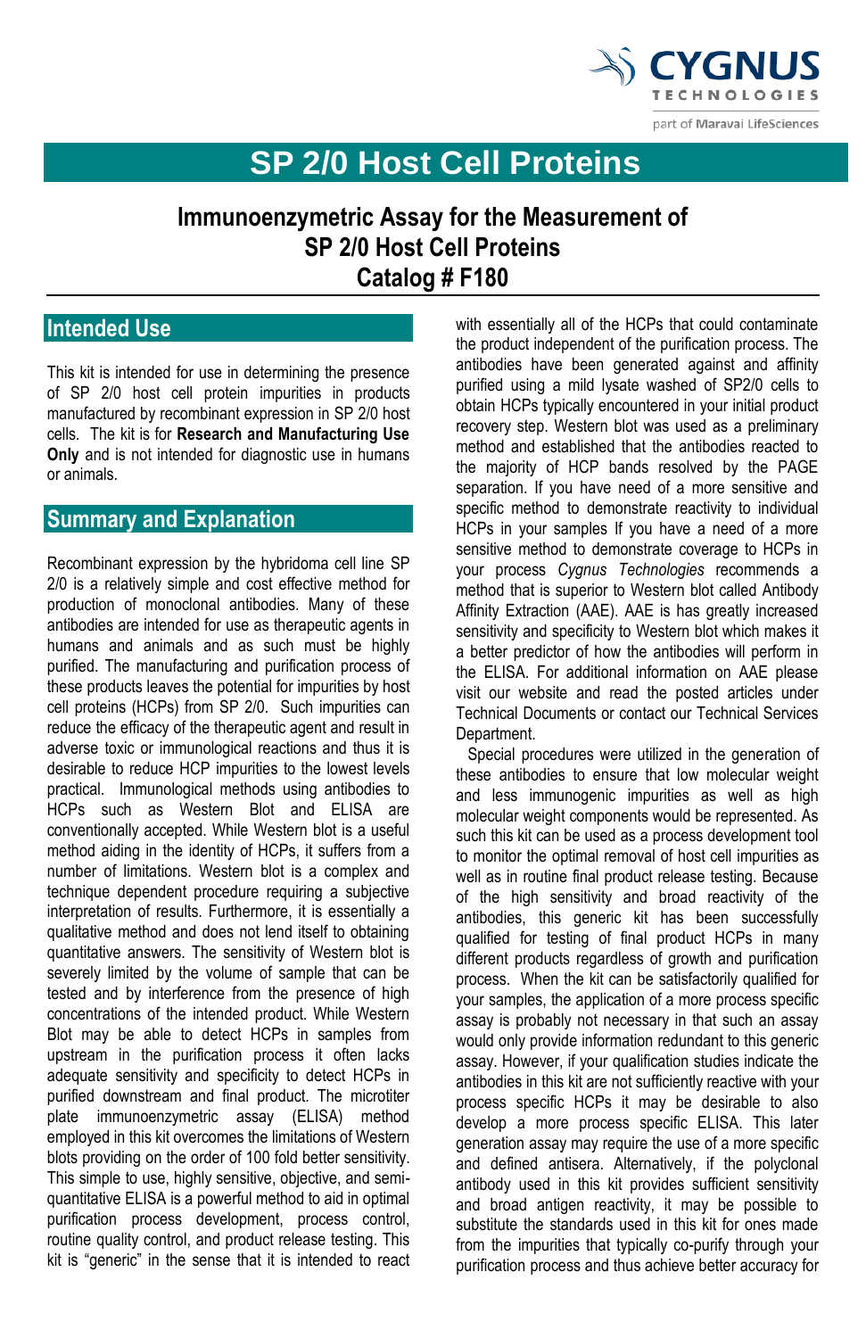CYGNUS TECHNOLOGIES

part of Maravai LifeSciences

# SP 2/0 Host Cell Proteins

## Immunoenzymetric Assay for the Measurement of SP 2/0 Host Cell Proteins Catalog # F180

## Intended Use

This kit is intended for use in determining the presence of SP 2/0 host cell protein impurities in products manufactured by recombinant expression in SP 2/0 host cells. The kit is for **Research and Manufacturing Use Only** and is not intended for diagnostic use in humans or animals.

## Summary and Explanation

Recombinant expression by the hybridoma cell line SP 2/0 is a relatively simple and cost effective method for production of monoclonal antibodies. Many of these antibodies are intended for use as therapeutic agents in humans and animals and as such must be highly purified. The manufacturing and purification process of these products leaves the potential for impurities by host cell proteins (HCPs) from SP 2/0. Such impurities can reduce the efficacy of the therapeutic agent and result in adverse toxic or immunological reactions and thus it is desirable to reduce HCP impurities to the lowest levels practical. Immunological methods using antibodies to HCPs such as Western Blot and ELISA are conventionally accepted. While Western blot is a useful method aiding in the identity of HCPs, it suffers from a number of limitations. Western blot is a complex and technique dependent procedure requiring a subjective interpretation of results. Furthermore, it is essentially a qualitative method and does not lend itself to obtaining quantitative answers. The sensitivity of Western blot is severely limited by the volume of sample that can be tested and by interference from the presence of high concentrations of the intended product. While Western Blot may be able to detect HCPs in samples from upstream in the purification process it often lacks adequate sensitivity and specificity to detect HCPs in purified downstream and final product. The microtiter plate immunoenzymetric assay (ELISA) method employed in this kit overcomes the limitations of Western blots providing on the order of 100 fold better sensitivity. This simple to use, highly sensitive, objective, and semi-quantitative ELISA is a powerful method to aid in optimal purification process development, process control, routine quality control, and product release testing. This kit is "generic" in the sense that it is intended to react with essentially all of the HCPs that could contaminate the product independent of the purification process. The antibodies have been generated against and affinity purified using a mild lysate washed of SP2/0 cells to obtain HCPs typically encountered in your initial product recovery step. Western blot was used as a preliminary method and established that the antibodies reacted to the majority of HCP bands resolved by the PAGE separation. If you have need of a more sensitive and specific method to demonstrate reactivity to individual HCPs in your samples If you have a need of a more sensitive method to demonstrate coverage to HCPs in your process *Cygnus Technologies* recommends a method that is superior to Western blot called Antibody Affinity Extraction (AAE). AAE is has greatly increased sensitivity and specificity to Western blot which makes it a better predictor of how the antibodies will perform in the ELISA. For additional information on AAE please visit our website and read the posted articles under Technical Documents or contact our Technical Services Department.

Special procedures were utilized in the generation of these antibodies to ensure that low molecular weight and less immunogenic impurities as well as high molecular weight components would be represented. As such this kit can be used as a process development tool to monitor the optimal removal of host cell impurities as well as in routine final product release testing. Because of the high sensitivity and broad reactivity of the antibodies, this generic kit has been successfully qualified for testing of final product HCPs in many different products regardless of growth and purification process. When the kit can be satisfactorily qualified for your samples, the application of a more process specific assay is probably not necessary in that such an assay would only provide information redundant to this generic assay. However, if your qualification studies indicate the antibodies in this kit are not sufficiently reactive with your process specific HCPs it may be desirable to also develop a more process specific ELISA. This later generation assay may require the use of a more specific and defined antisera. Alternatively, if the polyclonal antibody used in this kit provides sufficient sensitivity and broad antigen reactivity, it may be possible to substitute the standards used in this kit for ones made from the impurities that typically co-purify through your purification process and thus achieve better accuracy for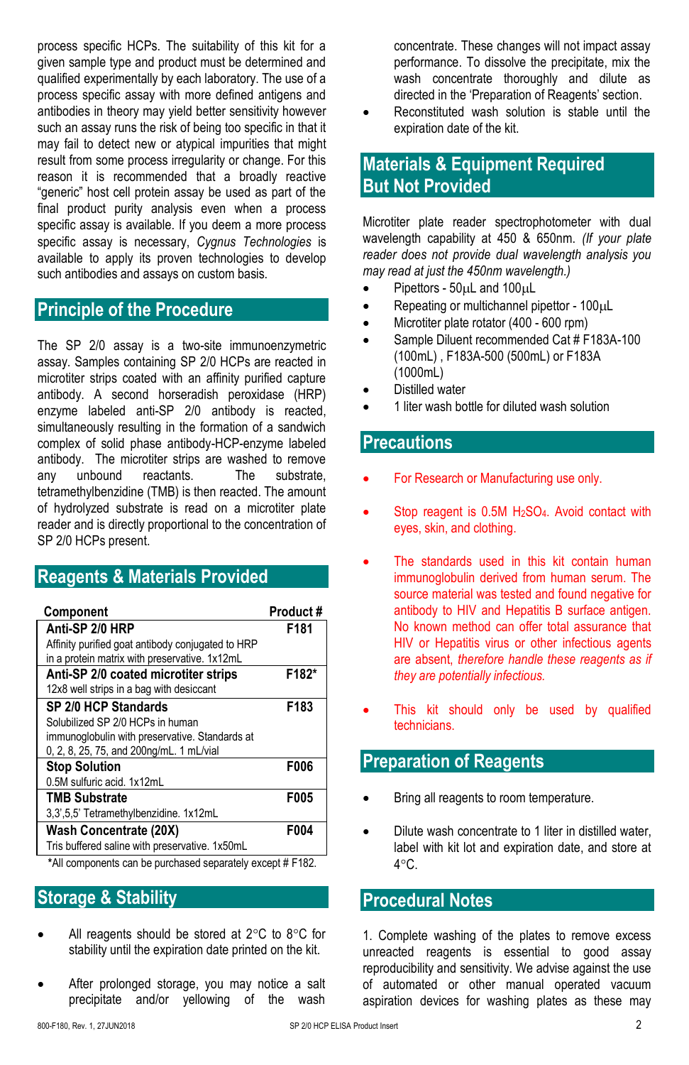process specific HCPs. The suitability of this kit for a given sample type and product must be determined and qualified experimentally by each laboratory. The use of a process specific assay with more defined antigens and antibodies in theory may yield better sensitivity however such an assay runs the risk of being too specific in that it may fail to detect new or atypical impurities that might result from some process irregularity or change. For this reason it is recommended that a broadly reactive "generic" host cell protein assay be used as part of the final product purity analysis even when a process specific assay is available. If you deem a more process specific assay is necessary, *Cygnus Technologies* is available to apply its proven technologies to develop such antibodies and assays on custom basis.

## Principle of the Procedure

The SP 2/0 assay is a two-site immunoenzymetric assay. Samples containing SP 2/0 HCPs are reacted in microtiter strips coated with an affinity purified capture antibody. A second horseradish peroxidase (HRP) enzyme labeled anti-SP 2/0 antibody is reacted, simultaneously resulting in the formation of a sandwich complex of solid phase antibody-HCP-enzyme labeled antibody. The microtiter strips are washed to remove any unbound reactants. The substrate, tetramethylbenzidine (TMB) is then reacted. The amount of hydrolyzed substrate is read on a microtiter plate reader and is directly proportional to the concentration of SP 2/0 HCPs present.

## Reagents & Materials Provided

| Component | Product # |
|---|---|
| **Anti-SP 2/0 HRP**<br>Affinity purified goat antibody conjugated to HRP in a protein matrix with preservative. 1x12mL | **F181** |
| **Anti-SP 2/0 coated microtiter strips**<br>12x8 well strips in a bag with desiccant | **F182\*** |
| **SP 2/0 HCP Standards**<br>Solubilized SP 2/0 HCPs in human immunoglobulin with preservative. Standards at 0, 2, 8, 25, 75, and 200ng/mL. 1 mL/vial | **F183** |
| **Stop Solution**<br>0.5M sulfuric acid. 1x12mL | **F006** |
| **TMB Substrate**<br>3,3',5,5' Tetramethylbenzidine. 1x12mL | **F005** |
| **Wash Concentrate (20X)**<br>Tris buffered saline with preservative. 1x50mL | **F004** |

*All components can be purchased separately except # F182.

## Storage & Stability

- All reagents should be stored at 2°C to 8°C for stability until the expiration date printed on the kit.
- After prolonged storage, you may notice a salt precipitate and/or yellowing of the wash concentrate. These changes will not impact assay performance. To dissolve the precipitate, mix the wash concentrate thoroughly and dilute as directed in the 'Preparation of Reagents' section.
- Reconstituted wash solution is stable until the expiration date of the kit.

## Materials & Equipment Required But Not Provided

Microtiter plate reader spectrophotometer with dual wavelength capability at 450 & 650nm. *(If your plate reader does not provide dual wavelength analysis you may read at just the 450nm wavelength.)*

- Pipettors - 50µL and 100µL
- Repeating or multichannel pipettor - 100µL
- Microtiter plate rotator (400 - 600 rpm)
- Sample Diluent recommended Cat # F183A-100 (100mL) , F183A-500 (500mL) or F183A (1000mL)
- Distilled water
- 1 liter wash bottle for diluted wash solution

## Precautions

- For Research or Manufacturing use only.
- Stop reagent is 0.5M $H_2SO_4$. Avoid contact with eyes, skin, and clothing.
- The standards used in this kit contain human immunoglobulin derived from human serum. The source material was tested and found negative for antibody to HIV and Hepatitis B surface antigen. No known method can offer total assurance that HIV or Hepatitis virus or other infectious agents are absent, *therefore handle these reagents as if they are potentially infectious.*
- This kit should only be used by qualified technicians.

## Preparation of Reagents

- Bring all reagents to room temperature.
- Dilute wash concentrate to 1 liter in distilled water, label with kit lot and expiration date, and store at 4°C.

## Procedural Notes

1. Complete washing of the plates to remove excess unreacted reagents is essential to good assay reproducibility and sensitivity. We advise against the use of automated or other manual operated vacuum aspiration devices for washing plates as these may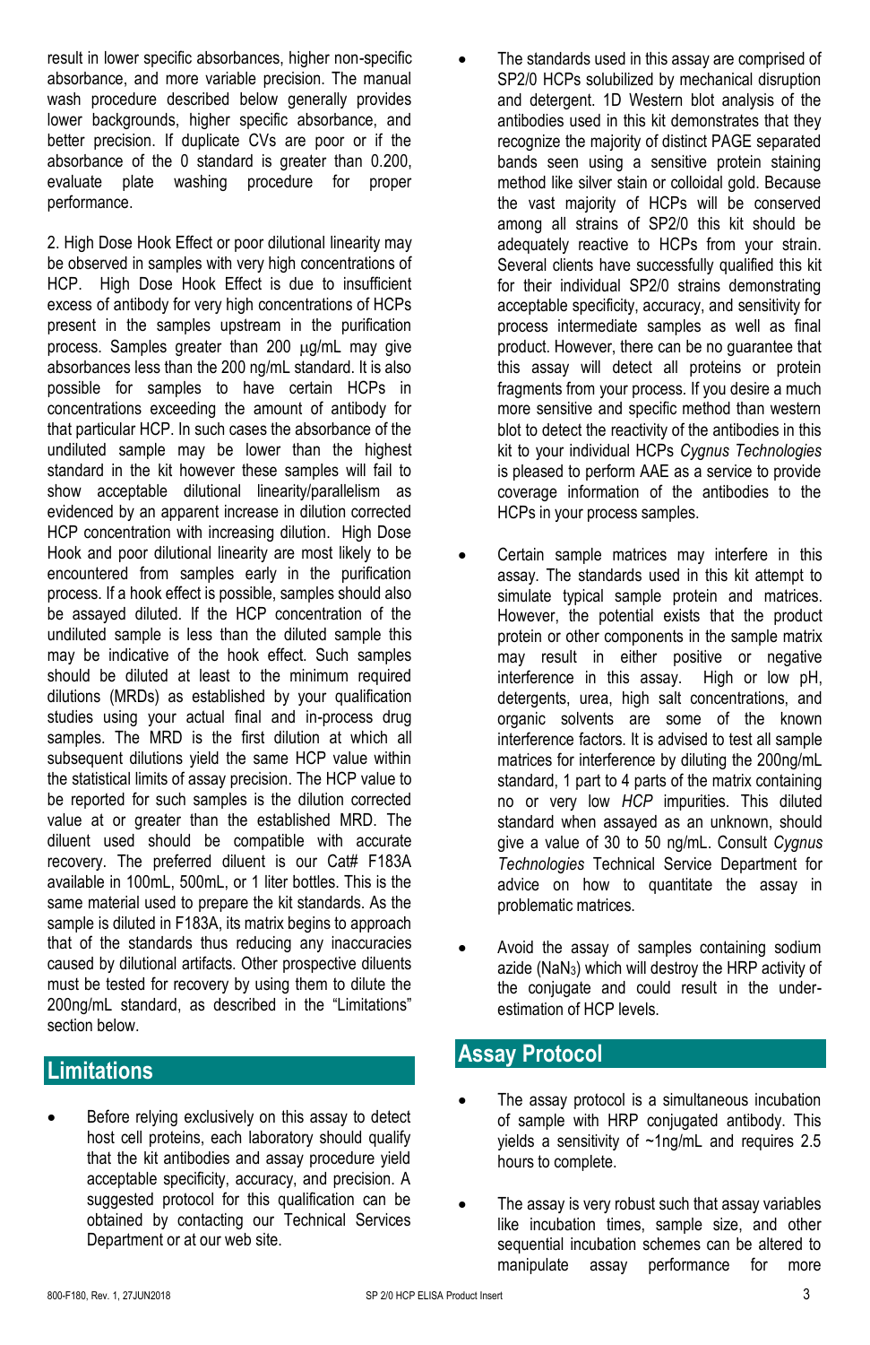result in lower specific absorbances, higher non-specific absorbance, and more variable precision. The manual wash procedure described below generally provides lower backgrounds, higher specific absorbance, and better precision. If duplicate CVs are poor or if the absorbance of the 0 standard is greater than 0.200, evaluate plate washing procedure for proper performance.

2. High Dose Hook Effect or poor dilutional linearity may be observed in samples with very high concentrations of HCP. High Dose Hook Effect is due to insufficient excess of antibody for very high concentrations of HCPs present in the samples upstream in the purification process. Samples greater than 200 μg/mL may give absorbances less than the 200 ng/mL standard. It is also possible for samples to have certain HCPs in concentrations exceeding the amount of antibody for that particular HCP. In such cases the absorbance of the undiluted sample may be lower than the highest standard in the kit however these samples will fail to show acceptable dilutional linearity/parallelism as evidenced by an apparent increase in dilution corrected HCP concentration with increasing dilution. High Dose Hook and poor dilutional linearity are most likely to be encountered from samples early in the purification process. If a hook effect is possible, samples should also be assayed diluted. If the HCP concentration of the undiluted sample is less than the diluted sample this may be indicative of the hook effect. Such samples should be diluted at least to the minimum required dilutions (MRDs) as established by your qualification studies using your actual final and in-process drug samples. The MRD is the first dilution at which all subsequent dilutions yield the same HCP value within the statistical limits of assay precision. The HCP value to be reported for such samples is the dilution corrected value at or greater than the established MRD. The diluent used should be compatible with accurate recovery. The preferred diluent is our Cat# F183A available in 100mL, 500mL, or 1 liter bottles. This is the same material used to prepare the kit standards. As the sample is diluted in F183A, its matrix begins to approach that of the standards thus reducing any inaccuracies caused by dilutional artifacts. Other prospective diluents must be tested for recovery by using them to dilute the 200ng/mL standard, as described in the "Limitations" section below.

## Limitations

- Before relying exclusively on this assay to detect host cell proteins, each laboratory should qualify that the kit antibodies and assay procedure yield acceptable specificity, accuracy, and precision. A suggested protocol for this qualification can be obtained by contacting our Technical Services Department or at our web site.

- The standards used in this assay are comprised of SP2/0 HCPs solubilized by mechanical disruption and detergent. 1D Western blot analysis of the antibodies used in this kit demonstrates that they recognize the majority of distinct PAGE separated bands seen using a sensitive protein staining method like silver stain or colloidal gold. Because the vast majority of HCPs will be conserved among all strains of SP2/0 this kit should be adequately reactive to HCPs from your strain. Several clients have successfully qualified this kit for their individual SP2/0 strains demonstrating acceptable specificity, accuracy, and sensitivity for process intermediate samples as well as final product. However, there can be no guarantee that this assay will detect all proteins or protein fragments from your process. If you desire a much more sensitive and specific method than western blot to detect the reactivity of the antibodies in this kit to your individual HCPs *Cygnus Technologies* is pleased to perform AAE as a service to provide coverage information of the antibodies to the HCPs in your process samples.

- Certain sample matrices may interfere in this assay. The standards used in this kit attempt to simulate typical sample protein and matrices. However, the potential exists that the product protein or other components in the sample matrix may result in either positive or negative interference in this assay. High or low pH, detergents, urea, high salt concentrations, and organic solvents are some of the known interference factors. It is advised to test all sample matrices for interference by diluting the 200ng/mL standard, 1 part to 4 parts of the matrix containing no or very low *HCP* impurities. This diluted standard when assayed as an unknown, should give a value of 30 to 50 ng/mL. Consult *Cygnus Technologies* Technical Service Department for advice on how to quantitate the assay in problematic matrices.

- Avoid the assay of samples containing sodium azide ($NaN_3$) which will destroy the HRP activity of the conjugate and could result in the under-estimation of HCP levels.

## Assay Protocol

- The assay protocol is a simultaneous incubation of sample with HRP conjugated antibody. This yields a sensitivity of ~1ng/mL and requires 2.5 hours to complete.

- The assay is very robust such that assay variables like incubation times, sample size, and other sequential incubation schemes can be altered to manipulate assay performance for more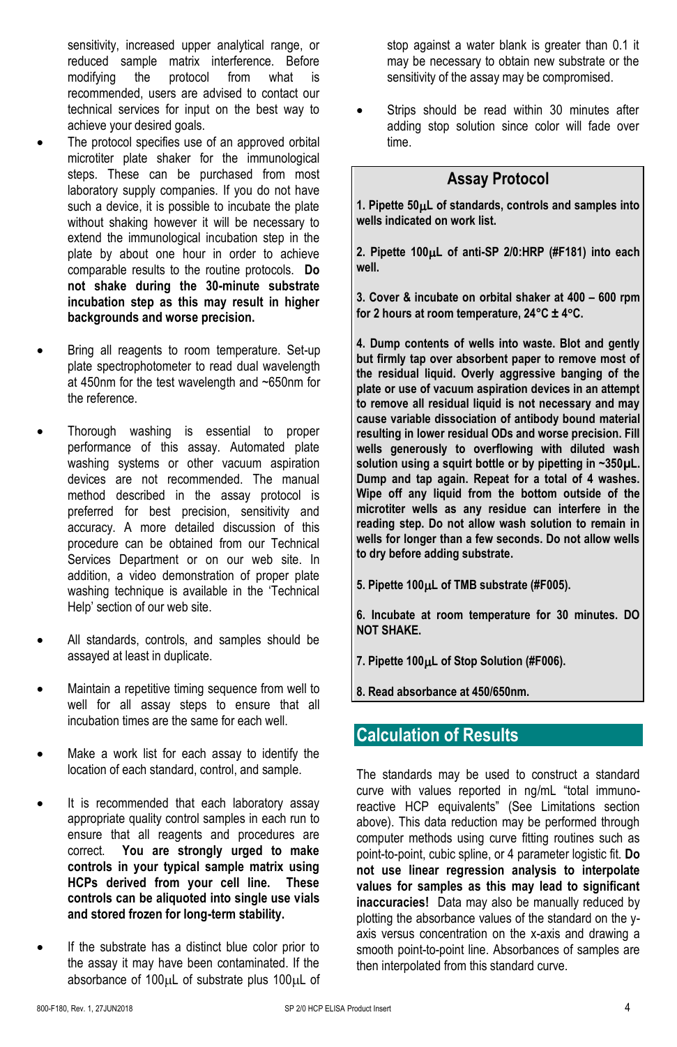sensitivity, increased upper analytical range, or reduced sample matrix interference. Before modifying the protocol from what is recommended, users are advised to contact our technical services for input on the best way to achieve your desired goals.

- The protocol specifies use of an approved orbital microtiter plate shaker for the immunological steps. These can be purchased from most laboratory supply companies. If you do not have such a device, it is possible to incubate the plate without shaking however it will be necessary to extend the immunological incubation step in the plate by about one hour in order to achieve comparable results to the routine protocols. **Do not shake during the 30-minute substrate incubation step as this may result in higher backgrounds and worse precision.**

- Bring all reagents to room temperature. Set-up plate spectrophotometer to read dual wavelength at 450nm for the test wavelength and ~650nm for the reference.

- Thorough washing is essential to proper performance of this assay. Automated plate washing systems or other vacuum aspiration devices are not recommended. The manual method described in the assay protocol is preferred for best precision, sensitivity and accuracy. A more detailed discussion of this procedure can be obtained from our Technical Services Department or on our web site. In addition, a video demonstration of proper plate washing technique is available in the 'Technical Help' section of our web site.

- All standards, controls, and samples should be assayed at least in duplicate.

- Maintain a repetitive timing sequence from well to well for all assay steps to ensure that all incubation times are the same for each well.

- Make a work list for each assay to identify the location of each standard, control, and sample.

- It is recommended that each laboratory assay appropriate quality control samples in each run to ensure that all reagents and procedures are correct. **You are strongly urged to make controls in your typical sample matrix using HCPs derived from your cell line. These controls can be aliquoted into single use vials and stored frozen for long-term stability.**

- If the substrate has a distinct blue color prior to the assay it may have been contaminated. If the absorbance of 100µL of substrate plus 100µL of stop against a water blank is greater than 0.1 it may be necessary to obtain new substrate or the sensitivity of the assay may be compromised.

- Strips should be read within 30 minutes after adding stop solution since color will fade over time.

## Assay Protocol

**1. Pipette 50µL of standards, controls and samples into wells indicated on work list.**

**2. Pipette 100µL of anti-SP 2/0:HRP (#F181) into each well.**

**3. Cover & incubate on orbital shaker at 400 – 600 rpm for 2 hours at room temperature, 24°C ± 4°C.**

**4. Dump contents of wells into waste. Blot and gently but firmly tap over absorbent paper to remove most of the residual liquid. Overly aggressive banging of the plate or use of vacuum aspiration devices in an attempt to remove all residual liquid is not necessary and may cause variable dissociation of antibody bound material resulting in lower residual ODs and worse precision. Fill wells generously to overflowing with diluted wash solution using a squirt bottle or by pipetting in ~350µL. Dump and tap again. Repeat for a total of 4 washes. Wipe off any liquid from the bottom outside of the microtiter wells as any residue can interfere in the reading step. Do not allow wash solution to remain in wells for longer than a few seconds. Do not allow wells to dry before adding substrate.**

**5. Pipette 100µL of TMB substrate (#F005).**

**6. Incubate at room temperature for 30 minutes. DO NOT SHAKE.**

**7. Pipette 100µL of Stop Solution (#F006).**

**8. Read absorbance at 450/650nm.**

## Calculation of Results

The standards may be used to construct a standard curve with values reported in ng/mL "total immuno-reactive HCP equivalents" (See Limitations section above). This data reduction may be performed through computer methods using curve fitting routines such as point-to-point, cubic spline, or 4 parameter logistic fit. **Do not use linear regression analysis to interpolate values for samples as this may lead to significant inaccuracies!** Data may also be manually reduced by plotting the absorbance values of the standard on the y-axis versus concentration on the x-axis and drawing a smooth point-to-point line. Absorbances of samples are then interpolated from this standard curve.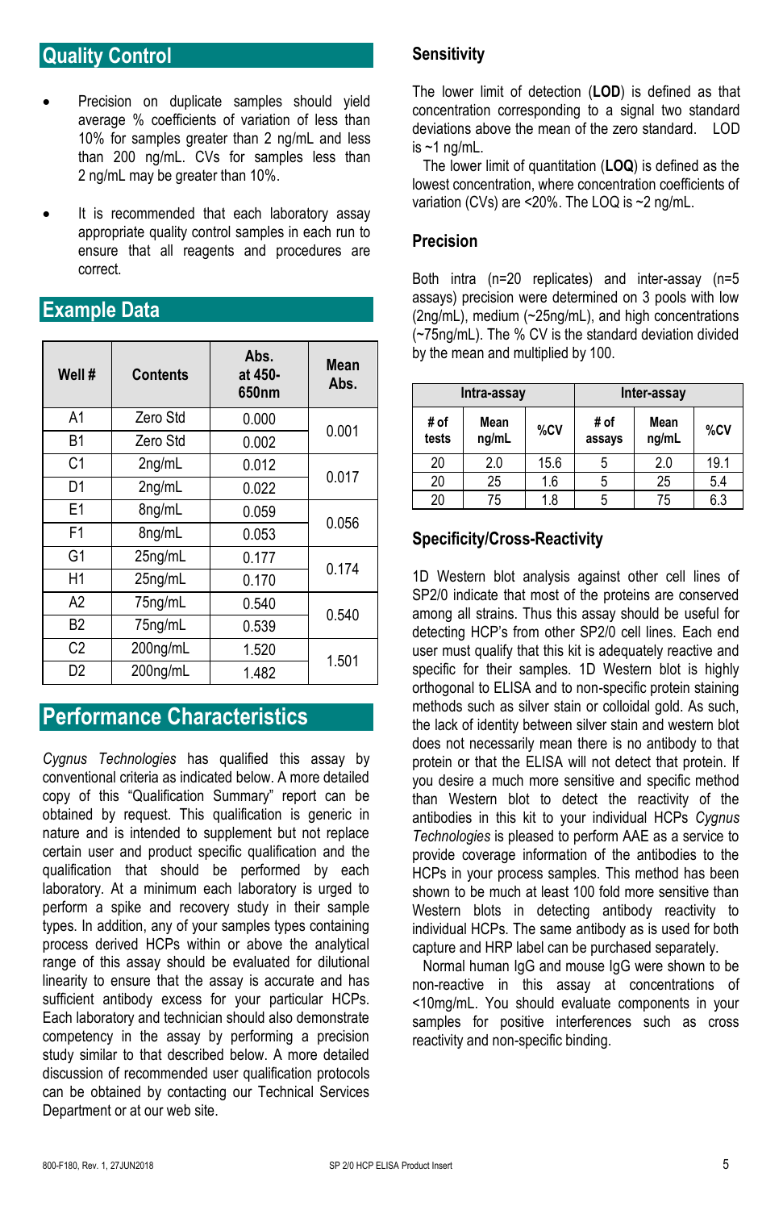## Quality Control

- Precision on duplicate samples should yield average % coefficients of variation of less than 10% for samples greater than 2 ng/mL and less than 200 ng/mL. CVs for samples less than 2 ng/mL may be greater than 10%.
- It is recommended that each laboratory assay appropriate quality control samples in each run to ensure that all reagents and procedures are correct.

## Example Data

| Well # | Contents | Abs. at 450-650nm | Mean Abs. |
|---|---|---|---|
| A1 | Zero Std | 0.000 | 0.001 |
| B1 | Zero Std | 0.002 | |
| C1 | 2ng/mL | 0.012 | 0.017 |
| D1 | 2ng/mL | 0.022 | |
| E1 | 8ng/mL | 0.059 | 0.056 |
| F1 | 8ng/mL | 0.053 | |
| G1 | 25ng/mL | 0.177 | 0.174 |
| H1 | 25ng/mL | 0.170 | |
| A2 | 75ng/mL | 0.540 | 0.540 |
| B2 | 75ng/mL | 0.539 | |
| C2 | 200ng/mL | 1.520 | 1.501 |
| D2 | 200ng/mL | 1.482 | |

## Performance Characteristics

*Cygnus Technologies* has qualified this assay by conventional criteria as indicated below. A more detailed copy of this "Qualification Summary" report can be obtained by request. This qualification is generic in nature and is intended to supplement but not replace certain user and product specific qualification and the qualification that should be performed by each laboratory. At a minimum each laboratory is urged to perform a spike and recovery study in their sample types. In addition, any of your samples types containing process derived HCPs within or above the analytical range of this assay should be evaluated for dilutional linearity to ensure that the assay is accurate and has sufficient antibody excess for your particular HCPs. Each laboratory and technician should also demonstrate competency in the assay by performing a precision study similar to that described below. A more detailed discussion of recommended user qualification protocols can be obtained by contacting our Technical Services Department or at our web site.

### Sensitivity

The lower limit of detection (**LOD**) is defined as that concentration corresponding to a signal two standard deviations above the mean of the zero standard. LOD is ~1 ng/mL.

The lower limit of quantitation (**LOQ**) is defined as the lowest concentration, where concentration coefficients of variation (CVs) are <20%. The LOQ is ~2 ng/mL.

### Precision

Both intra (n=20 replicates) and inter-assay (n=5 assays) precision were determined on 3 pools with low (2ng/mL), medium (~25ng/mL), and high concentrations (~75ng/mL). The % CV is the standard deviation divided by the mean and multiplied by 100.

| Intra-assay | | | Inter-assay | | |
|---|---|---|---|---|---|
| # of tests | Mean ng/mL | %CV | # of assays | Mean ng/mL | %CV |
| 20 | 2.0 | 15.6 | 5 | 2.0 | 19.1 |
| 20 | 25 | 1.6 | 5 | 25 | 5.4 |
| 20 | 75 | 1.8 | 5 | 75 | 6.3 |

### Specificity/Cross-Reactivity

1D Western blot analysis against other cell lines of SP2/0 indicate that most of the proteins are conserved among all strains. Thus this assay should be useful for detecting HCP's from other SP2/0 cell lines. Each end user must qualify that this kit is adequately reactive and specific for their samples. 1D Western blot is highly orthogonal to ELISA and to non-specific protein staining methods such as silver stain or colloidal gold. As such, the lack of identity between silver stain and western blot does not necessarily mean there is no antibody to that protein or that the ELISA will not detect that protein. If you desire a much more sensitive and specific method than Western blot to detect the reactivity of the antibodies in this kit to your individual HCPs *Cygnus Technologies* is pleased to perform AAE as a service to provide coverage information of the antibodies to the HCPs in your process samples. This method has been shown to be much at least 100 fold more sensitive than Western blots in detecting antibody reactivity to individual HCPs. The same antibody as is used for both capture and HRP label can be purchased separately.

Normal human IgG and mouse IgG were shown to be non-reactive in this assay at concentrations of <10mg/mL. You should evaluate components in your samples for positive interferences such as cross reactivity and non-specific binding.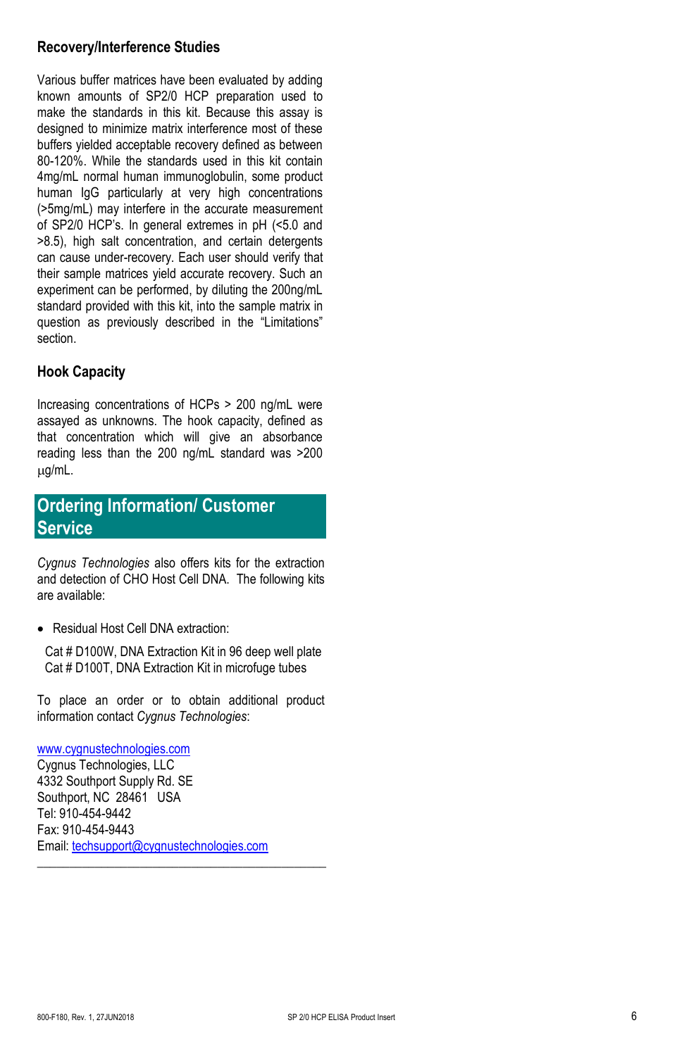### Recovery/Interference Studies

Various buffer matrices have been evaluated by adding known amounts of SP2/0 HCP preparation used to make the standards in this kit. Because this assay is designed to minimize matrix interference most of these buffers yielded acceptable recovery defined as between 80-120%. While the standards used in this kit contain 4mg/mL normal human immunoglobulin, some product human IgG particularly at very high concentrations (>5mg/mL) may interfere in the accurate measurement of SP2/0 HCP's. In general extremes in pH (<5.0 and >8.5), high salt concentration, and certain detergents can cause under-recovery. Each user should verify that their sample matrices yield accurate recovery. Such an experiment can be performed, by diluting the 200ng/mL standard provided with this kit, into the sample matrix in question as previously described in the "Limitations" section.

### Hook Capacity

Increasing concentrations of HCPs > 200 ng/mL were assayed as unknowns. The hook capacity, defined as that concentration which will give an absorbance reading less than the 200 ng/mL standard was >200 µg/mL.

## Ordering Information/ Customer Service

*Cygnus Technologies* also offers kits for the extraction and detection of CHO Host Cell DNA. The following kits are available:

- Residual Host Cell DNA extraction:

  Cat # D100W, DNA Extraction Kit in 96 deep well plate
  Cat # D100T, DNA Extraction Kit in microfuge tubes

To place an order or to obtain additional product information contact *Cygnus Technologies*:

www.cygnustechnologies.com
Cygnus Technologies, LLC
4332 Southport Supply Rd. SE
Southport, NC 28461 USA
Tel: 910-454-9442
Fax: 910-454-9443
Email: techsupport@cygnustechnologies.com